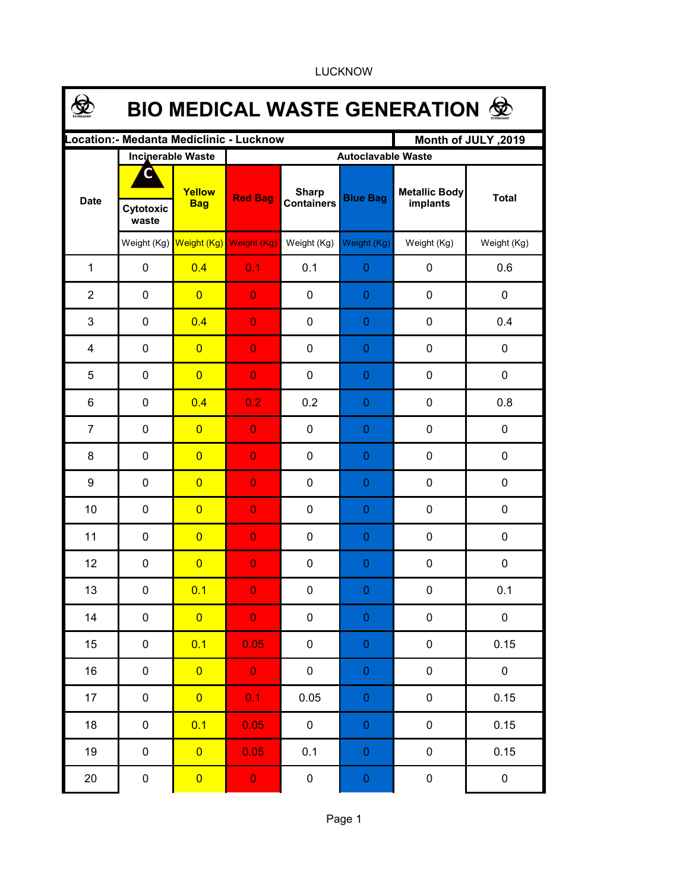LUCKNOW

# BIO MEDICAL WASTE GENERATION

| Location:- Medanta Mediclinic - Lucknow | | | | | | | Month of JULY ,2019 |
|---|---|---|---|---|---|---|---|
| Date | Incinerable Waste | | Autoclavable Waste | | | | |
| | Cytotoxic waste | Yellow Bag | Red Bag | Sharp Containers | Blue Bag | Metallic Body implants | Total |
| | Weight (Kg) | Weight (Kg) | Weight (Kg) | Weight (Kg) | Weight (Kg) | Weight (Kg) | Weight (Kg) |
| 1 | 0 | 0.4 | 0.1 | 0.1 | 0 | 0 | 0.6 |
| 2 | 0 | 0 | 0 | 0 | 0 | 0 | 0 |
| 3 | 0 | 0.4 | 0 | 0 | 0 | 0 | 0.4 |
| 4 | 0 | 0 | 0 | 0 | 0 | 0 | 0 |
| 5 | 0 | 0 | 0 | 0 | 0 | 0 | 0 |
| 6 | 0 | 0.4 | 0.2 | 0.2 | 0 | 0 | 0.8 |
| 7 | 0 | 0 | 0 | 0 | 0 | 0 | 0 |
| 8 | 0 | 0 | 0 | 0 | 0 | 0 | 0 |
| 9 | 0 | 0 | 0 | 0 | 0 | 0 | 0 |
| 10 | 0 | 0 | 0 | 0 | 0 | 0 | 0 |
| 11 | 0 | 0 | 0 | 0 | 0 | 0 | 0 |
| 12 | 0 | 0 | 0 | 0 | 0 | 0 | 0 |
| 13 | 0 | 0.1 | 0 | 0 | 0 | 0 | 0.1 |
| 14 | 0 | 0 | 0 | 0 | 0 | 0 | 0 |
| 15 | 0 | 0.1 | 0.05 | 0 | 0 | 0 | 0.15 |
| 16 | 0 | 0 | 0 | 0 | 0 | 0 | 0 |
| 17 | 0 | 0 | 0.1 | 0.05 | 0 | 0 | 0.15 |
| 18 | 0 | 0.1 | 0.05 | 0 | 0 | 0 | 0.15 |
| 19 | 0 | 0 | 0.05 | 0.1 | 0 | 0 | 0.15 |
| 20 | 0 | 0 | 0 | 0 | 0 | 0 | 0 |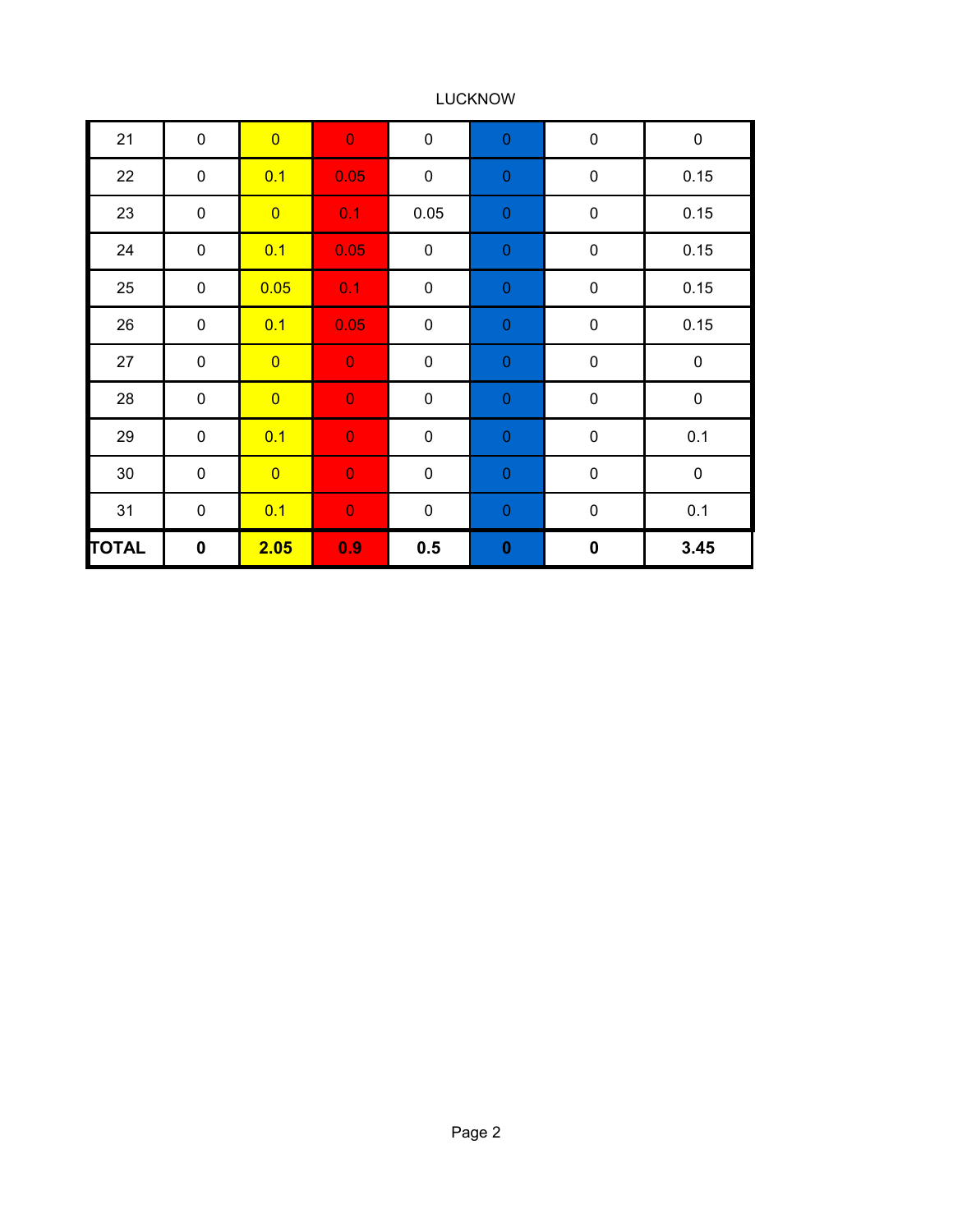LUCKNOW

| | | | | | | | |
|---|---|---|---|---|---|---|---|
| 21 | 0 | 0 | 0 | 0 | 0 | 0 | 0 |
| 22 | 0 | 0.1 | 0.05 | 0 | 0 | 0 | 0.15 |
| 23 | 0 | 0 | 0.1 | 0.05 | 0 | 0 | 0.15 |
| 24 | 0 | 0.1 | 0.05 | 0 | 0 | 0 | 0.15 |
| 25 | 0 | 0.05 | 0.1 | 0 | 0 | 0 | 0.15 |
| 26 | 0 | 0.1 | 0.05 | 0 | 0 | 0 | 0.15 |
| 27 | 0 | 0 | 0 | 0 | 0 | 0 | 0 |
| 28 | 0 | 0 | 0 | 0 | 0 | 0 | 0 |
| 29 | 0 | 0.1 | 0 | 0 | 0 | 0 | 0.1 |
| 30 | 0 | 0 | 0 | 0 | 0 | 0 | 0 |
| 31 | 0 | 0.1 | 0 | 0 | 0 | 0 | 0.1 |
| **TOTAL** | **0** | **2.05** | **0.9** | **0.5** | **0** | **0** | **3.45** |